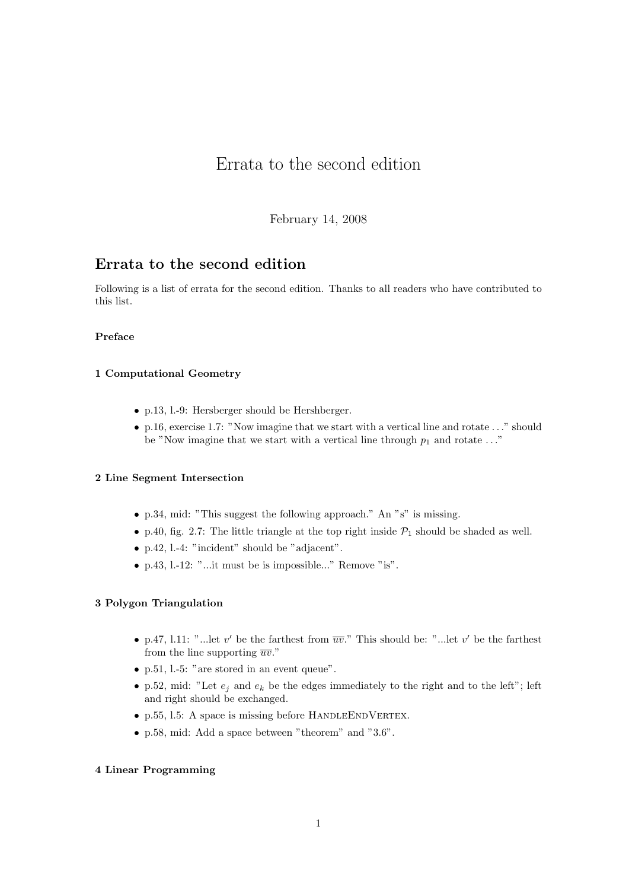# Errata to the second edition

February 14, 2008

## Errata to the second edition

Following is a list of errata for the second edition. Thanks to all readers who have contributed to this list.

#### Preface

#### 1 Computational Geometry

- p.13, l.-9: Hersberger should be Hershberger.
- p.16, exercise 1.7: "Now imagine that we start with a vertical line and rotate . . ." should be "Now imagine that we start with a vertical line through $p_1$ and rotate . . ."

#### 2 Line Segment Intersection

- p.34, mid: "This suggest the following approach." An "s" is missing.
- p.40, fig. 2.7: The little triangle at the top right inside $\mathcal{P}_1$ should be shaded as well.
- p.42, l.-4: "incident" should be "adjacent".
- p.43, l.-12: "...it must be is impossible..." Remove "is".

#### 3 Polygon Triangulation

- p.47, l.11: "...let $v'$ be the farthest from $\overline{uv}$." This should be: "...let $v'$ be the farthest from the line supporting $\overline{uv}$."
- p.51, l.-5: "are stored in an event queue".
- p.52, mid: "Let $e_j$ and $e_k$ be the edges immediately to the right and to the left"; left and right should be exchanged.
- p.55, l.5: A space is missing before HandleEndVertex.
- p.58, mid: Add a space between "theorem" and "3.6".

#### 4 Linear Programming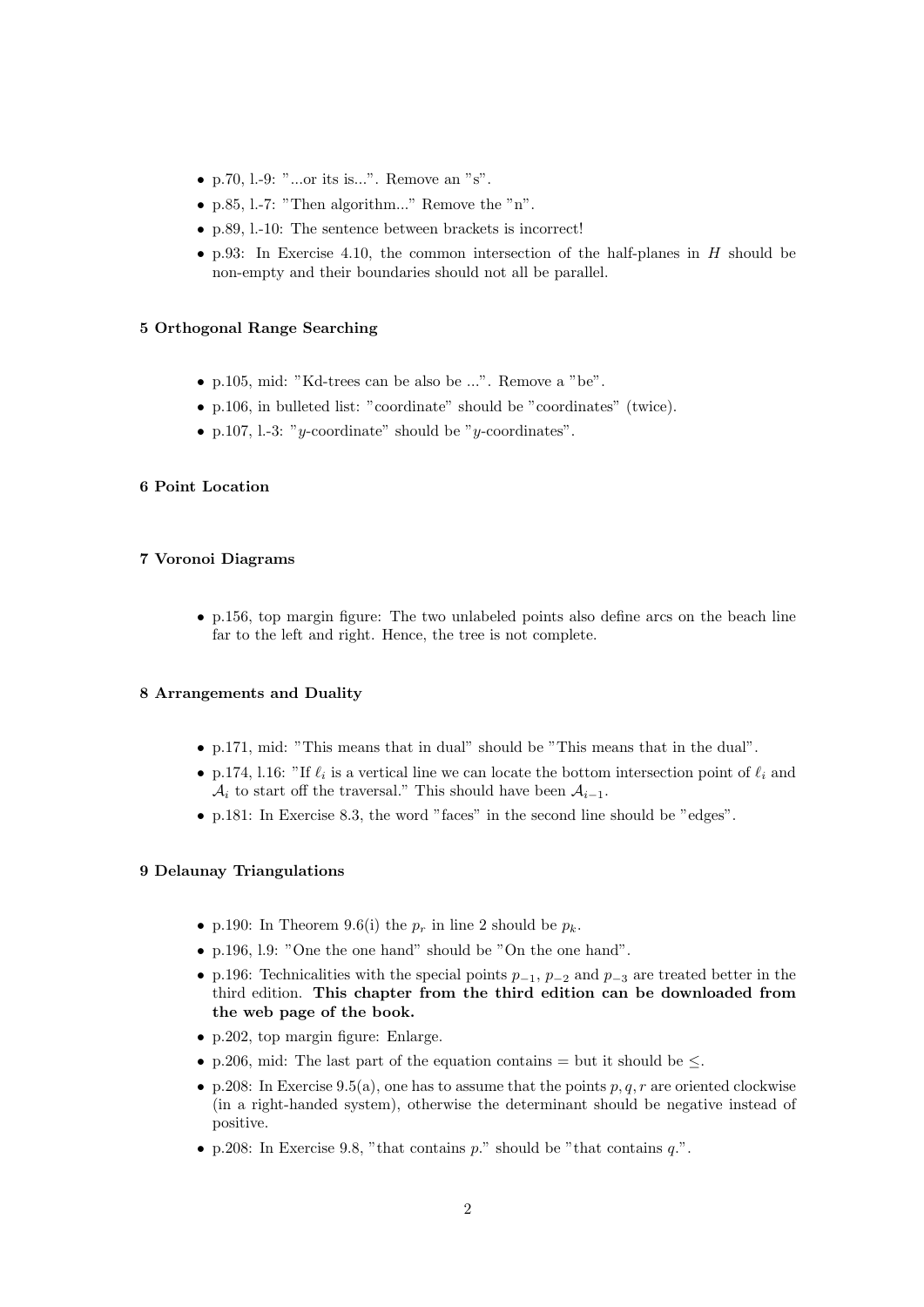- p.70, l.-9: "...or its is...". Remove an "s".
- p.85, l.-7: "Then algorithm..." Remove the "n".
- p.89, l.-10: The sentence between brackets is incorrect!
- p.93: In Exercise 4.10, the common intersection of the half-planes in $H$ should be non-empty and their boundaries should not all be parallel.

### 5 Orthogonal Range Searching

- p.105, mid: "Kd-trees can be also be ...". Remove a "be".
- p.106, in bulleted list: "coordinate" should be "coordinates" (twice).
- p.107, l.-3: "$y$-coordinate" should be "$y$-coordinates".

### 6 Point Location

### 7 Voronoi Diagrams

- p.156, top margin figure: The two unlabeled points also define arcs on the beach line far to the left and right. Hence, the tree is not complete.

### 8 Arrangements and Duality

- p.171, mid: "This means that in dual" should be "This means that in the dual".
- p.174, l.16: "If $\ell_i$ is a vertical line we can locate the bottom intersection point of $\ell_i$ and $\mathcal{A}_i$ to start off the traversal." This should have been $\mathcal{A}_{i-1}$.
- p.181: In Exercise 8.3, the word "faces" in the second line should be "edges".

### 9 Delaunay Triangulations

- p.190: In Theorem 9.6(i) the $p_r$ in line 2 should be $p_k$.
- p.196, l.9: "One the one hand" should be "On the one hand".
- p.196: Technicalities with the special points $p_{-1}$, $p_{-2}$ and $p_{-3}$ are treated better in the third edition. **This chapter from the third edition can be downloaded from the web page of the book.**
- p.202, top margin figure: Enlarge.
- p.206, mid: The last part of the equation contains = but it should be $\leq$.
- p.208: In Exercise 9.5(a), one has to assume that the points $p, q, r$ are oriented clockwise (in a right-handed system), otherwise the determinant should be negative instead of positive.
- p.208: In Exercise 9.8, "that contains $p$." should be "that contains $q$.".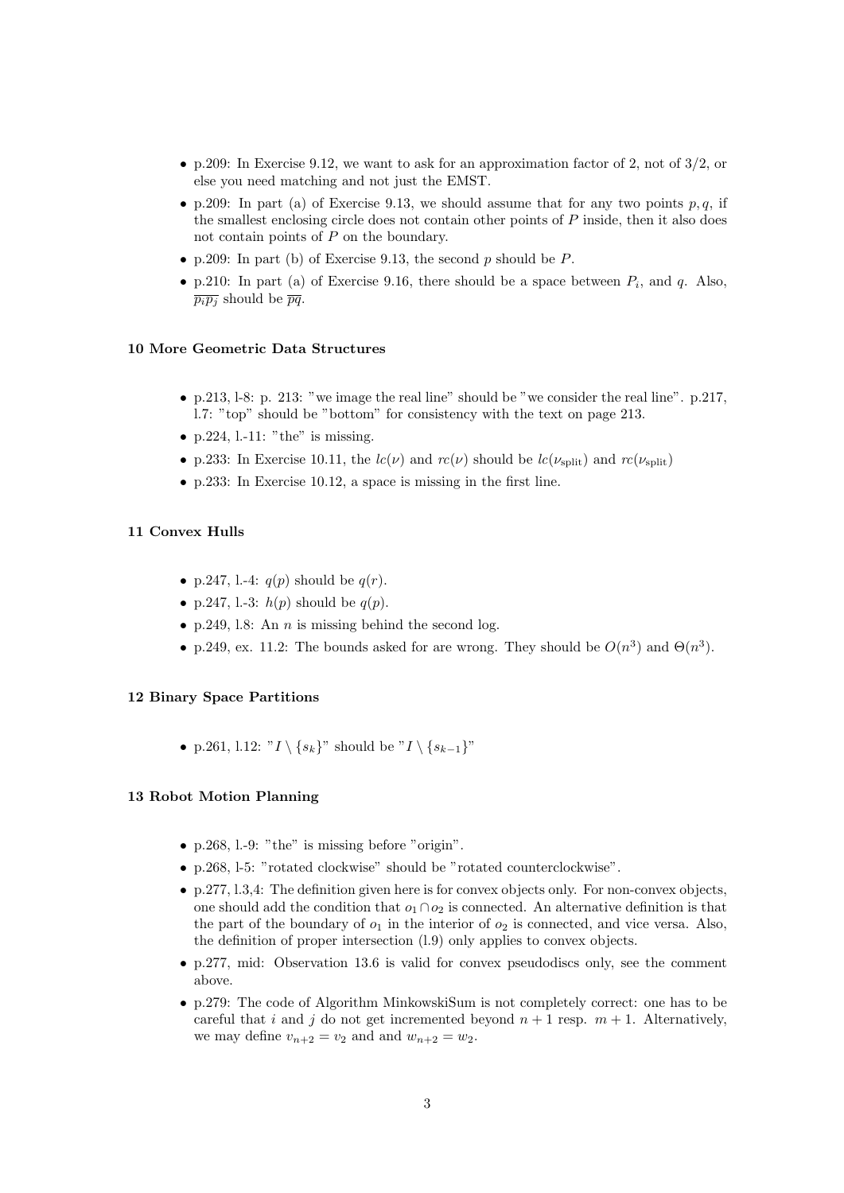- p.209: In Exercise 9.12, we want to ask for an approximation factor of 2, not of 3/2, or else you need matching and not just the EMST.
- p.209: In part (a) of Exercise 9.13, we should assume that for any two points $p, q$, if the smallest enclosing circle does not contain other points of $P$ inside, then it also does not contain points of $P$ on the boundary.
- p.209: In part (b) of Exercise 9.13, the second $p$ should be $P$.
- p.210: In part (a) of Exercise 9.16, there should be a space between $P_i$, and $q$. Also, $\overline{p_i p_j}$ should be $\overline{pq}$.

### 10 More Geometric Data Structures

- p.213, l-8: p. 213: "we image the real line" should be "we consider the real line". p.217, l.7: "top" should be "bottom" for consistency with the text on page 213.
- p.224, l.-11: "the" is missing.
- p.233: In Exercise 10.11, the $lc(\nu)$ and $rc(\nu)$ should be $lc(\nu_{\text{split}})$ and $rc(\nu_{\text{split}})$
- p.233: In Exercise 10.12, a space is missing in the first line.

### 11 Convex Hulls

- p.247, l.-4: $q(p)$ should be $q(r)$.
- p.247, l.-3: $h(p)$ should be $q(p)$.
- p.249, l.8: An $n$ is missing behind the second log.
- p.249, ex. 11.2: The bounds asked for are wrong. They should be $O(n^3)$ and $\Theta(n^3)$.

### 12 Binary Space Partitions

- p.261, l.12: "$I \setminus \{s_k\}$" should be "$I \setminus \{s_{k-1}\}$"

### 13 Robot Motion Planning

- p.268, l.-9: "the" is missing before "origin".
- p.268, l-5: "rotated clockwise" should be "rotated counterclockwise".
- p.277, l.3,4: The definition given here is for convex objects only. For non-convex objects, one should add the condition that $o_1 \cap o_2$ is connected. An alternative definition is that the part of the boundary of $o_1$ in the interior of $o_2$ is connected, and vice versa. Also, the definition of proper intersection (l.9) only applies to convex objects.
- p.277, mid: Observation 13.6 is valid for convex pseudodiscs only, see the comment above.
- p.279: The code of Algorithm MinkowskiSum is not completely correct: one has to be careful that $i$ and $j$ do not get incremented beyond $n+1$ resp. $m+1$. Alternatively, we may define $v_{n+2} = v_2$ and and $w_{n+2} = w_2$.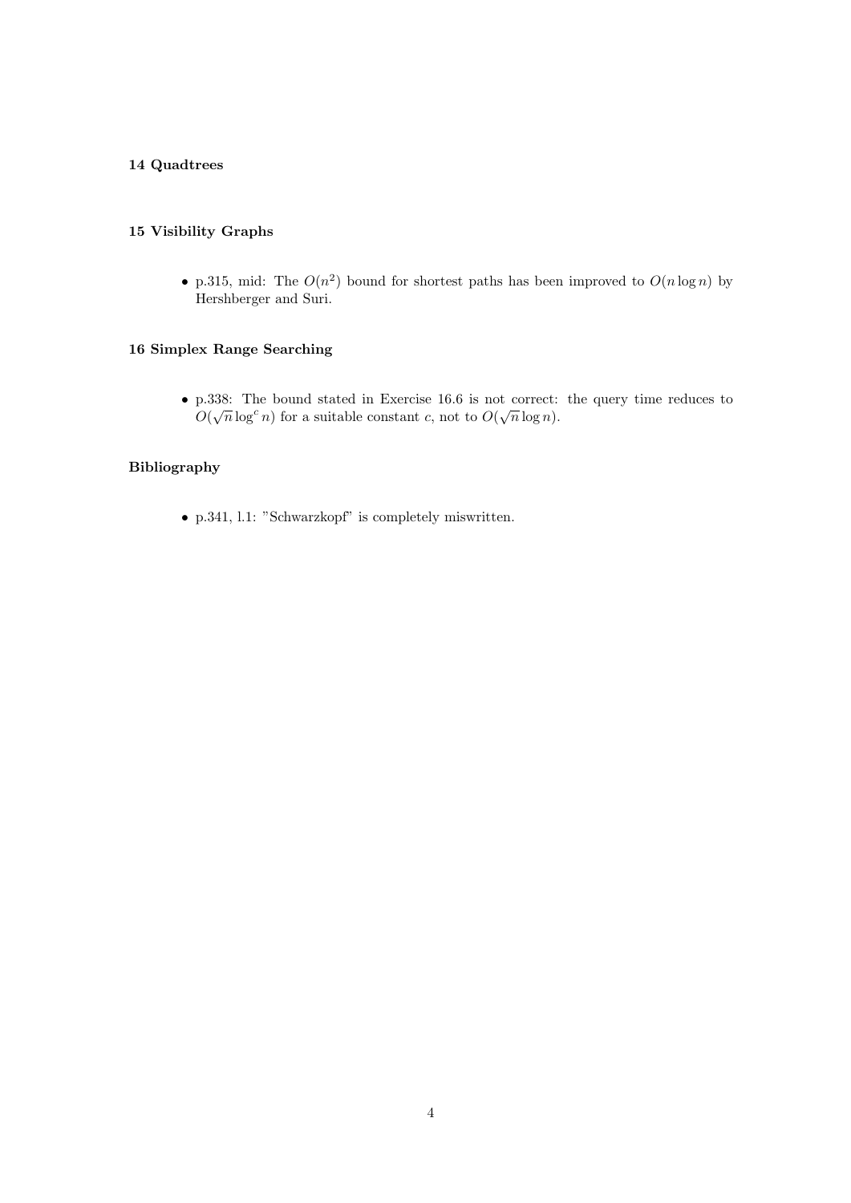## 14 Quadtrees

## 15 Visibility Graphs

- p.315, mid: The $O(n^2)$ bound for shortest paths has been improved to $O(n \log n)$ by Hershberger and Suri.

## 16 Simplex Range Searching

- p.338: The bound stated in Exercise 16.6 is not correct: the query time reduces to $O(\sqrt{n} \log^c n)$ for a suitable constant $c$, not to $O(\sqrt{n} \log n)$.

## Bibliography

- p.341, l.1: "Schwarzkopf" is completely miswritten.